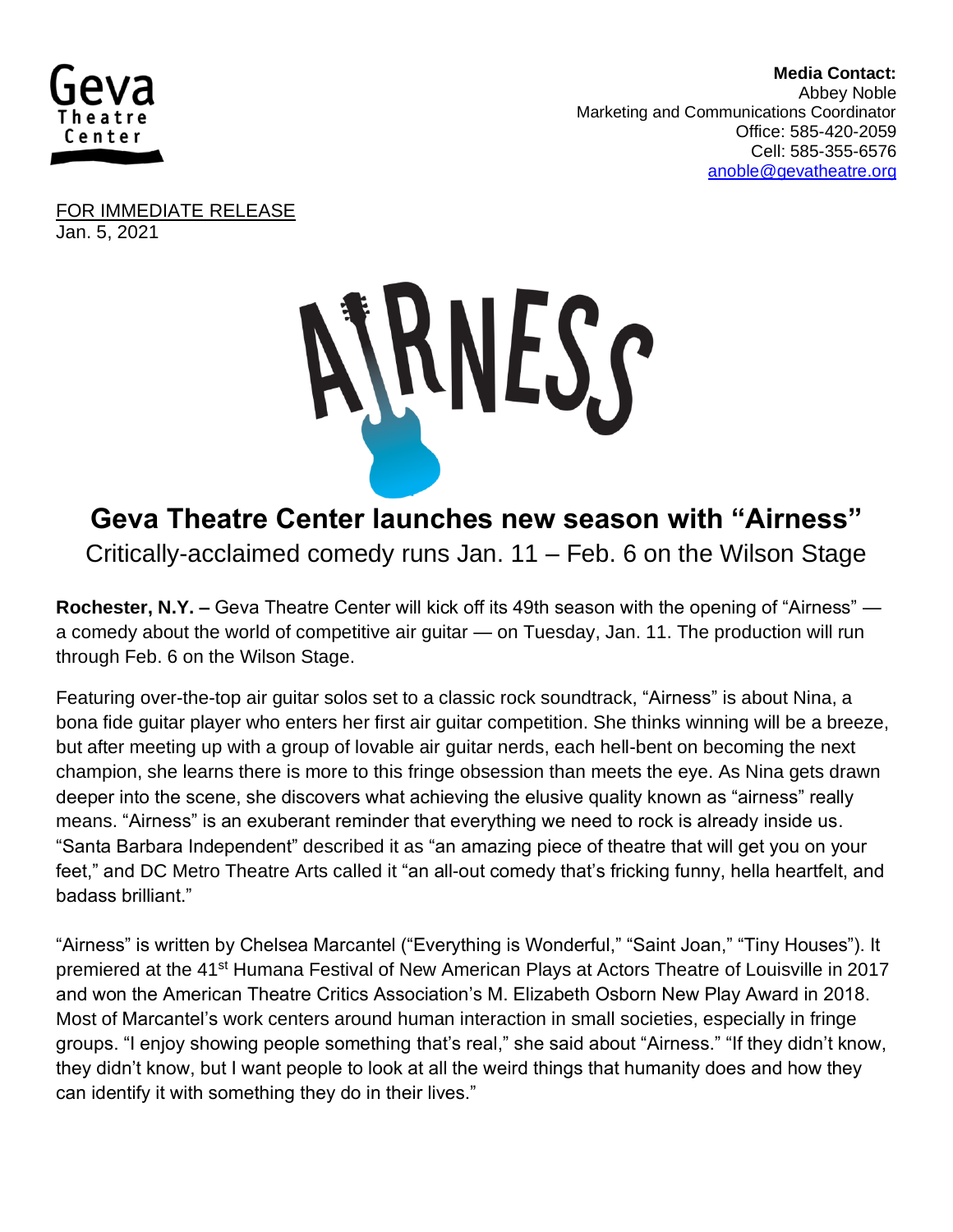**Media Contact:**
Abbey Noble
Marketing and Communications Coordinator
Office: 585-420-2059
Cell: 585-355-6576
anoble@gevatheatre.org

FOR IMMEDIATE RELEASE
Jan. 5, 2021

AIRNESS

# Geva Theatre Center launches new season with "Airness"

Critically-acclaimed comedy runs Jan. 11 – Feb. 6 on the Wilson Stage

**Rochester, N.Y. –** Geva Theatre Center will kick off its 49th season with the opening of "Airness" — a comedy about the world of competitive air guitar — on Tuesday, Jan. 11. The production will run through Feb. 6 on the Wilson Stage.

Featuring over-the-top air guitar solos set to a classic rock soundtrack, "Airness" is about Nina, a bona fide guitar player who enters her first air guitar competition. She thinks winning will be a breeze, but after meeting up with a group of lovable air guitar nerds, each hell-bent on becoming the next champion, she learns there is more to this fringe obsession than meets the eye. As Nina gets drawn deeper into the scene, she discovers what achieving the elusive quality known as "airness" really means. "Airness" is an exuberant reminder that everything we need to rock is already inside us. "Santa Barbara Independent" described it as "an amazing piece of theatre that will get you on your feet," and DC Metro Theatre Arts called it "an all-out comedy that's fricking funny, hella heartfelt, and badass brilliant."

"Airness" is written by Chelsea Marcantel ("Everything is Wonderful," "Saint Joan," "Tiny Houses"). It premiered at the 41st Humana Festival of New American Plays at Actors Theatre of Louisville in 2017 and won the American Theatre Critics Association's M. Elizabeth Osborn New Play Award in 2018. Most of Marcantel's work centers around human interaction in small societies, especially in fringe groups. "I enjoy showing people something that's real," she said about "Airness." "If they didn't know, they didn't know, but I want people to look at all the weird things that humanity does and how they can identify it with something they do in their lives."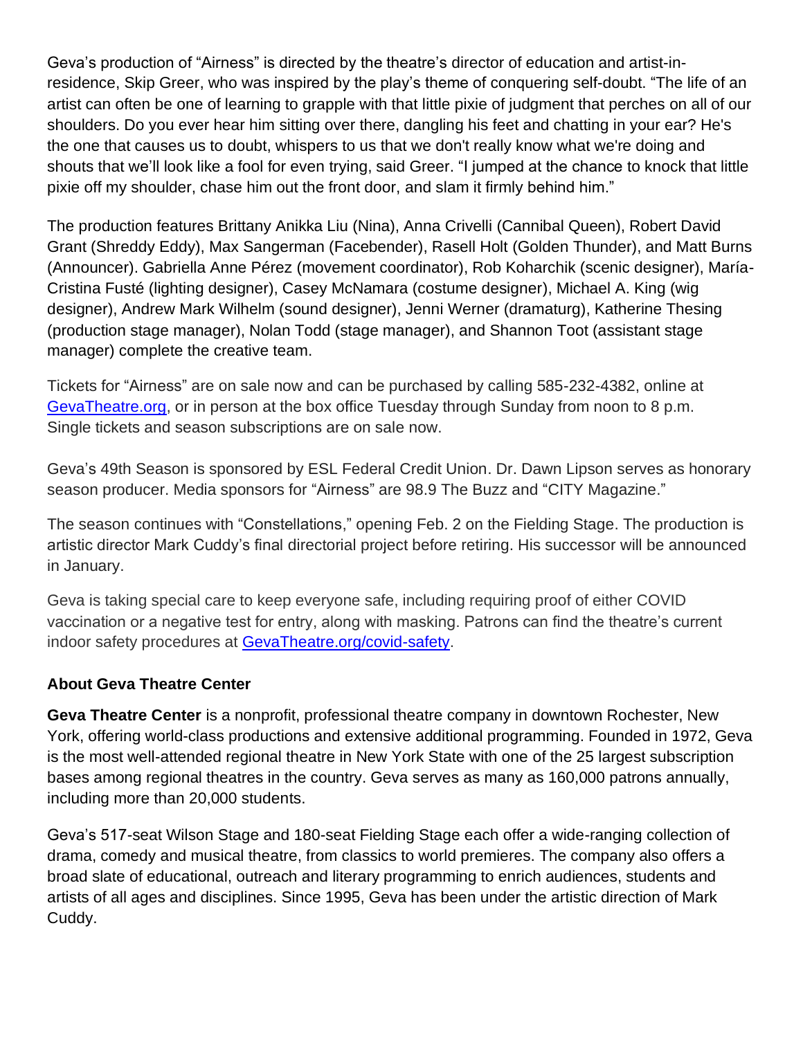Geva's production of "Airness" is directed by the theatre's director of education and artist-in-residence, Skip Greer, who was inspired by the play's theme of conquering self-doubt. "The life of an artist can often be one of learning to grapple with that little pixie of judgment that perches on all of our shoulders. Do you ever hear him sitting over there, dangling his feet and chatting in your ear? He's the one that causes us to doubt, whispers to us that we don't really know what we're doing and shouts that we'll look like a fool for even trying, said Greer. "I jumped at the chance to knock that little pixie off my shoulder, chase him out the front door, and slam it firmly behind him."

The production features Brittany Anikka Liu (Nina), Anna Crivelli (Cannibal Queen), Robert David Grant (Shreddy Eddy), Max Sangerman (Facebender), Rasell Holt (Golden Thunder), and Matt Burns (Announcer). Gabriella Anne Pérez (movement coordinator), Rob Koharchik (scenic designer), María-Cristina Fusté (lighting designer), Casey McNamara (costume designer), Michael A. King (wig designer), Andrew Mark Wilhelm (sound designer), Jenni Werner (dramaturg), Katherine Thesing (production stage manager), Nolan Todd (stage manager), and Shannon Toot (assistant stage manager) complete the creative team.

Tickets for "Airness" are on sale now and can be purchased by calling 585-232-4382, online at [GevaTheatre.org](GevaTheatre.org), or in person at the box office Tuesday through Sunday from noon to 8 p.m. Single tickets and season subscriptions are on sale now.

Geva's 49th Season is sponsored by ESL Federal Credit Union. Dr. Dawn Lipson serves as honorary season producer. Media sponsors for "Airness" are 98.9 The Buzz and "CITY Magazine."

The season continues with "Constellations," opening Feb. 2 on the Fielding Stage. The production is artistic director Mark Cuddy's final directorial project before retiring. His successor will be announced in January.

Geva is taking special care to keep everyone safe, including requiring proof of either COVID vaccination or a negative test for entry, along with masking. Patrons can find the theatre's current indoor safety procedures at [GevaTheatre.org/covid-safety](GevaTheatre.org/covid-safety).

**About Geva Theatre Center**

**Geva Theatre Center** is a nonprofit, professional theatre company in downtown Rochester, New York, offering world-class productions and extensive additional programming. Founded in 1972, Geva is the most well-attended regional theatre in New York State with one of the 25 largest subscription bases among regional theatres in the country. Geva serves as many as 160,000 patrons annually, including more than 20,000 students.

Geva's 517-seat Wilson Stage and 180-seat Fielding Stage each offer a wide-ranging collection of drama, comedy and musical theatre, from classics to world premieres. The company also offers a broad slate of educational, outreach and literary programming to enrich audiences, students and artists of all ages and disciplines. Since 1995, Geva has been under the artistic direction of Mark Cuddy.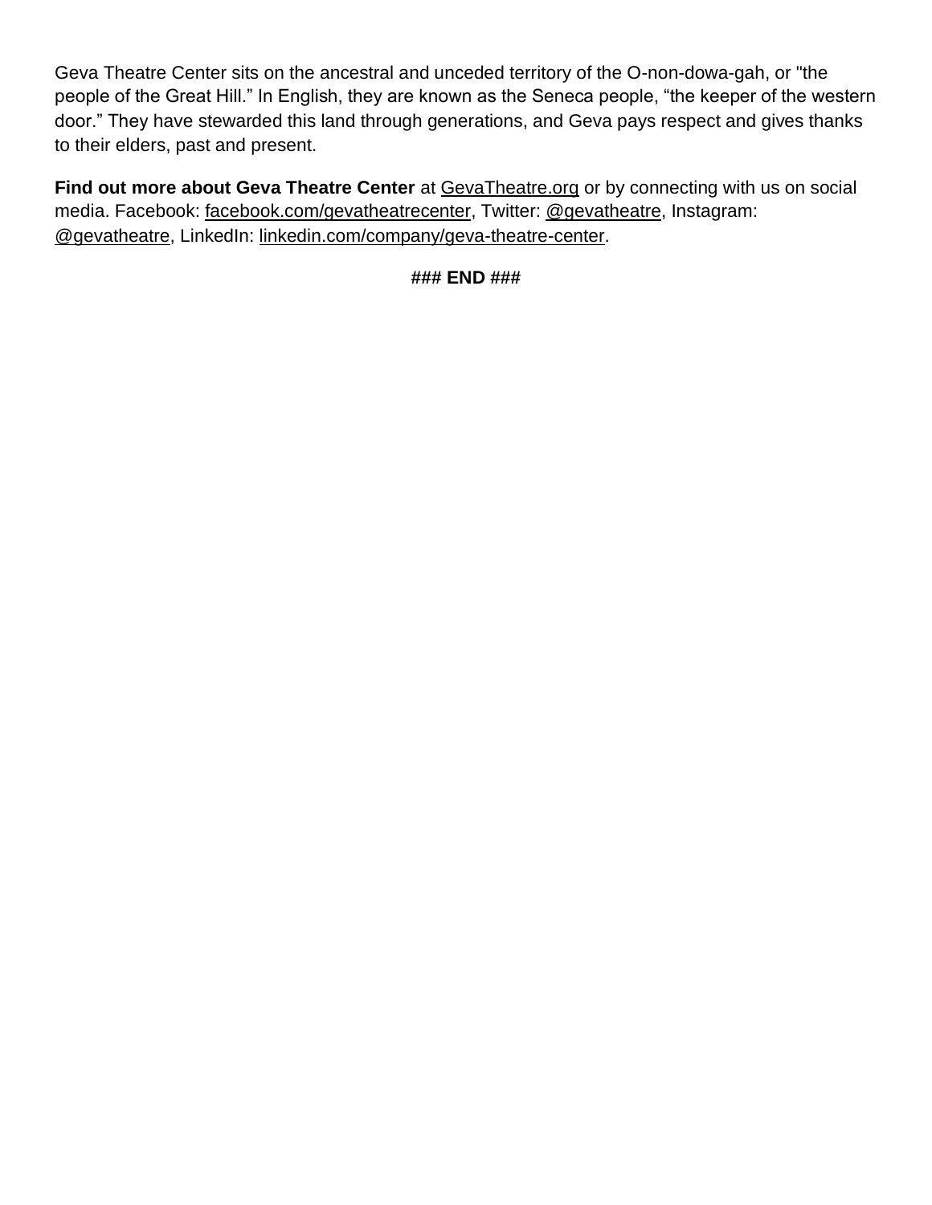Geva Theatre Center sits on the ancestral and unceded territory of the O-non-dowa-gah, or "the people of the Great Hill." In English, they are known as the Seneca people, "the keeper of the western door." They have stewarded this land through generations, and Geva pays respect and gives thanks to their elders, past and present.

**Find out more about Geva Theatre Center** at GevaTheatre.org or by connecting with us on social media. Facebook: facebook.com/gevatheatrecenter, Twitter: @gevatheatre, Instagram: @gevatheatre, LinkedIn: linkedin.com/company/geva-theatre-center.

**### END ###**